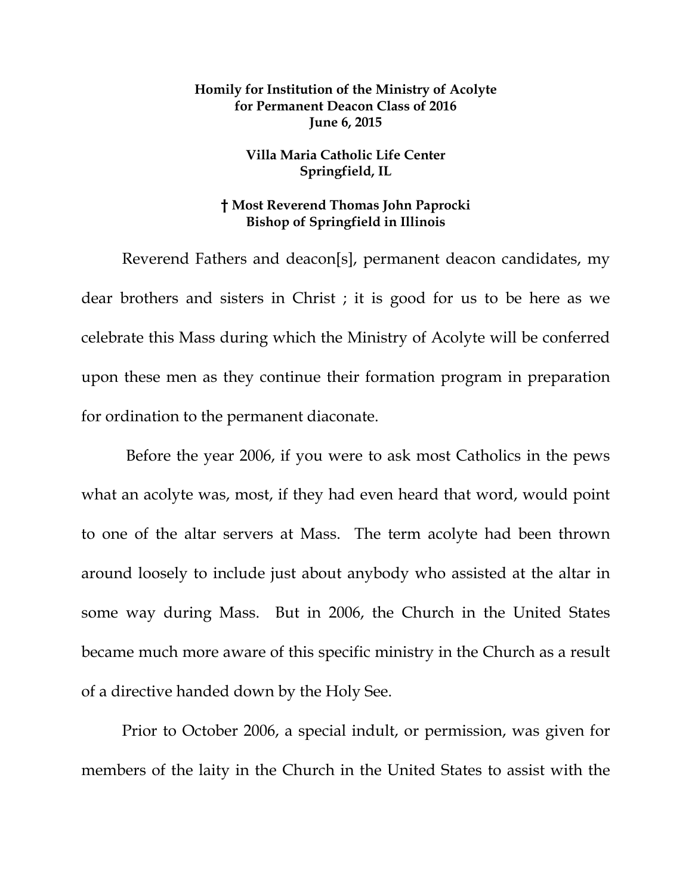**Homily for Institution of the Ministry of Acolyte**
**for Permanent Deacon Class of 2016**
**June 6, 2015**

**Villa Maria Catholic Life Center**
**Springfield, IL**

**† Most Reverend Thomas John Paprocki**
**Bishop of Springfield in Illinois**

Reverend Fathers and deacon[s], permanent deacon candidates, my dear brothers and sisters in Christ ; it is good for us to be here as we celebrate this Mass during which the Ministry of Acolyte will be conferred upon these men as they continue their formation program in preparation for ordination to the permanent diaconate.

Before the year 2006, if you were to ask most Catholics in the pews what an acolyte was, most, if they had even heard that word, would point to one of the altar servers at Mass. The term acolyte had been thrown around loosely to include just about anybody who assisted at the altar in some way during Mass. But in 2006, the Church in the United States became much more aware of this specific ministry in the Church as a result of a directive handed down by the Holy See.

Prior to October 2006, a special indult, or permission, was given for members of the laity in the Church in the United States to assist with the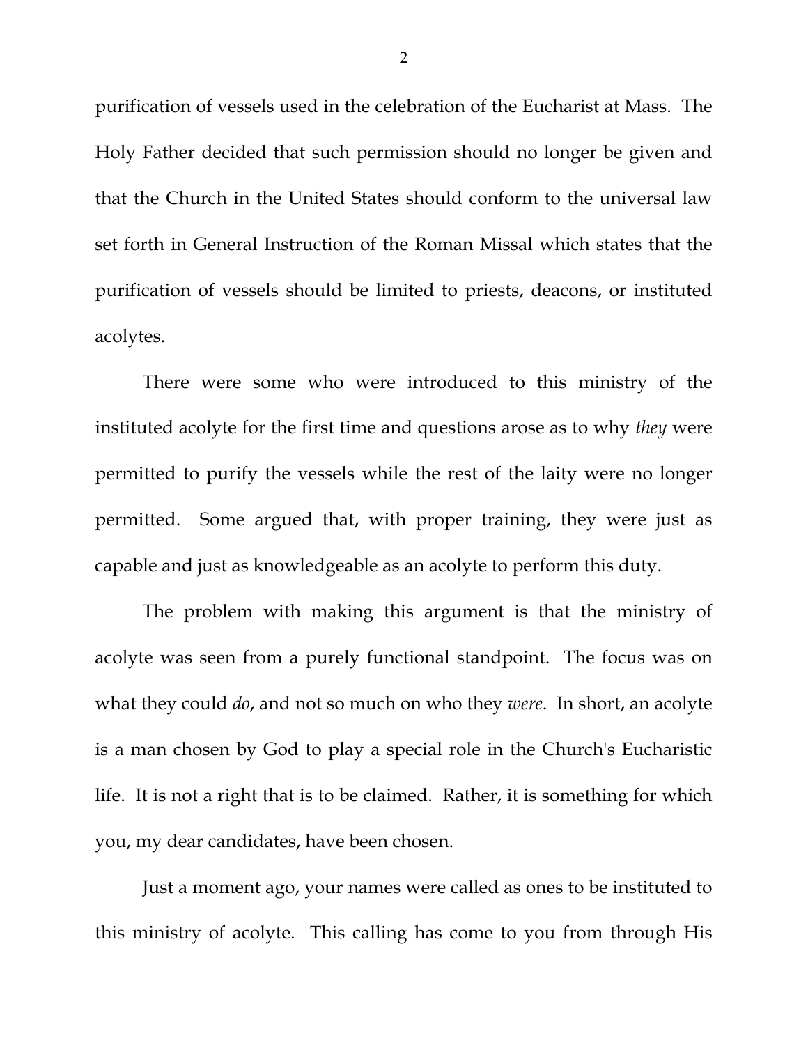purification of vessels used in the celebration of the Eucharist at Mass. The Holy Father decided that such permission should no longer be given and that the Church in the United States should conform to the universal law set forth in General Instruction of the Roman Missal which states that the purification of vessels should be limited to priests, deacons, or instituted acolytes.

There were some who were introduced to this ministry of the instituted acolyte for the first time and questions arose as to why *they* were permitted to purify the vessels while the rest of the laity were no longer permitted. Some argued that, with proper training, they were just as capable and just as knowledgeable as an acolyte to perform this duty.

The problem with making this argument is that the ministry of acolyte was seen from a purely functional standpoint. The focus was on what they could *do*, and not so much on who they *were*. In short, an acolyte is a man chosen by God to play a special role in the Church's Eucharistic life. It is not a right that is to be claimed. Rather, it is something for which you, my dear candidates, have been chosen.

Just a moment ago, your names were called as ones to be instituted to this ministry of acolyte. This calling has come to you from through His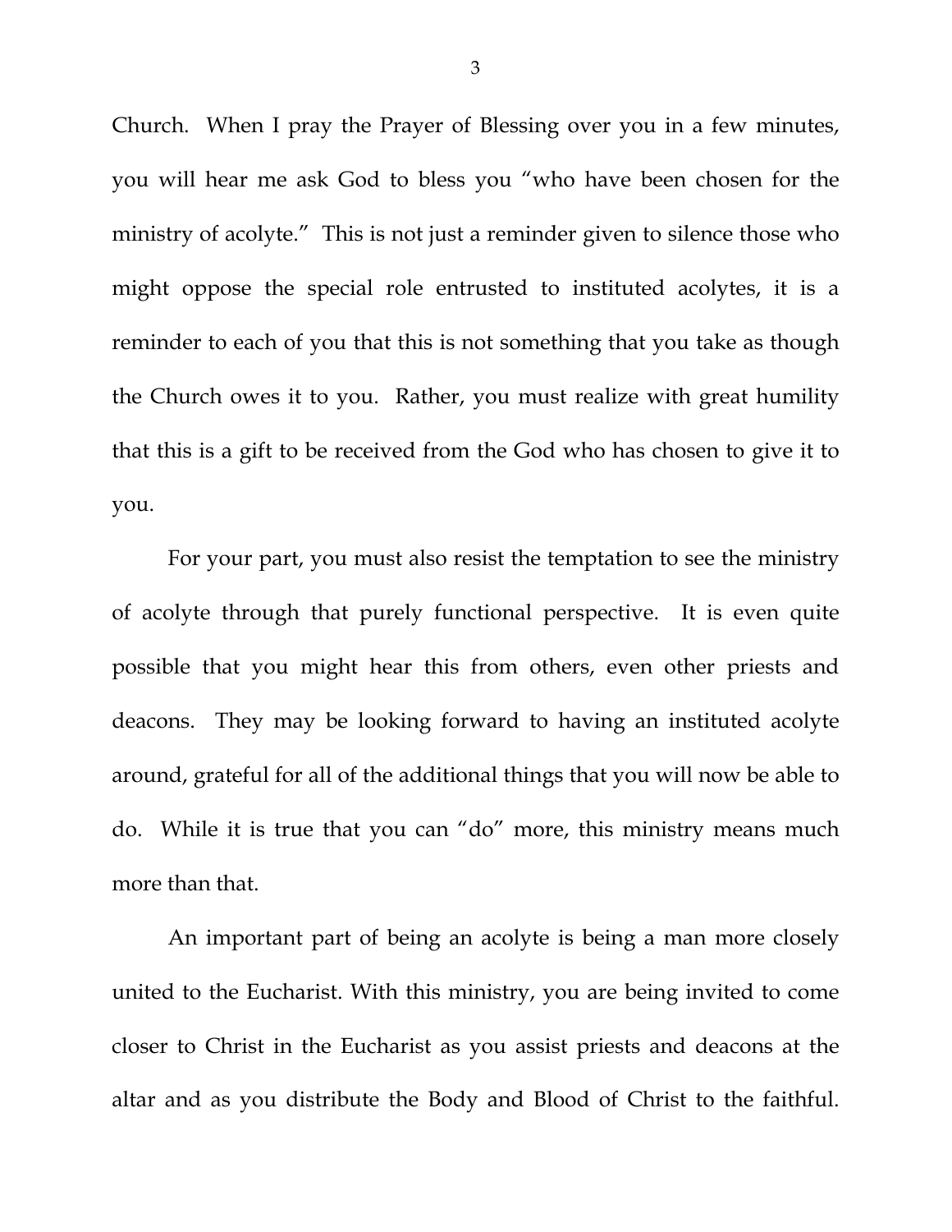Church. When I pray the Prayer of Blessing over you in a few minutes, you will hear me ask God to bless you "who have been chosen for the ministry of acolyte." This is not just a reminder given to silence those who might oppose the special role entrusted to instituted acolytes, it is a reminder to each of you that this is not something that you take as though the Church owes it to you. Rather, you must realize with great humility that this is a gift to be received from the God who has chosen to give it to you.

For your part, you must also resist the temptation to see the ministry of acolyte through that purely functional perspective. It is even quite possible that you might hear this from others, even other priests and deacons. They may be looking forward to having an instituted acolyte around, grateful for all of the additional things that you will now be able to do. While it is true that you can "do" more, this ministry means much more than that.

An important part of being an acolyte is being a man more closely united to the Eucharist. With this ministry, you are being invited to come closer to Christ in the Eucharist as you assist priests and deacons at the altar and as you distribute the Body and Blood of Christ to the faithful.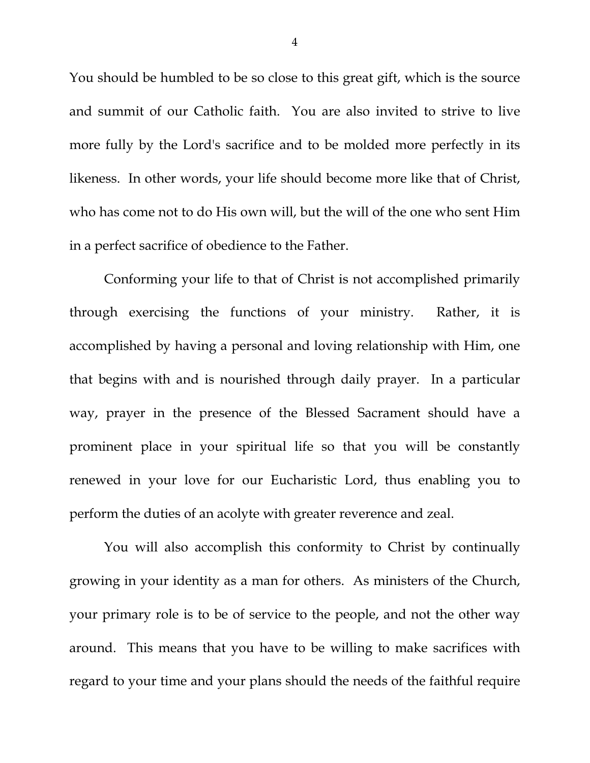You should be humbled to be so close to this great gift, which is the source and summit of our Catholic faith. You are also invited to strive to live more fully by the Lord's sacrifice and to be molded more perfectly in its likeness. In other words, your life should become more like that of Christ, who has come not to do His own will, but the will of the one who sent Him in a perfect sacrifice of obedience to the Father.

Conforming your life to that of Christ is not accomplished primarily through exercising the functions of your ministry. Rather, it is accomplished by having a personal and loving relationship with Him, one that begins with and is nourished through daily prayer. In a particular way, prayer in the presence of the Blessed Sacrament should have a prominent place in your spiritual life so that you will be constantly renewed in your love for our Eucharistic Lord, thus enabling you to perform the duties of an acolyte with greater reverence and zeal.

You will also accomplish this conformity to Christ by continually growing in your identity as a man for others. As ministers of the Church, your primary role is to be of service to the people, and not the other way around. This means that you have to be willing to make sacrifices with regard to your time and your plans should the needs of the faithful require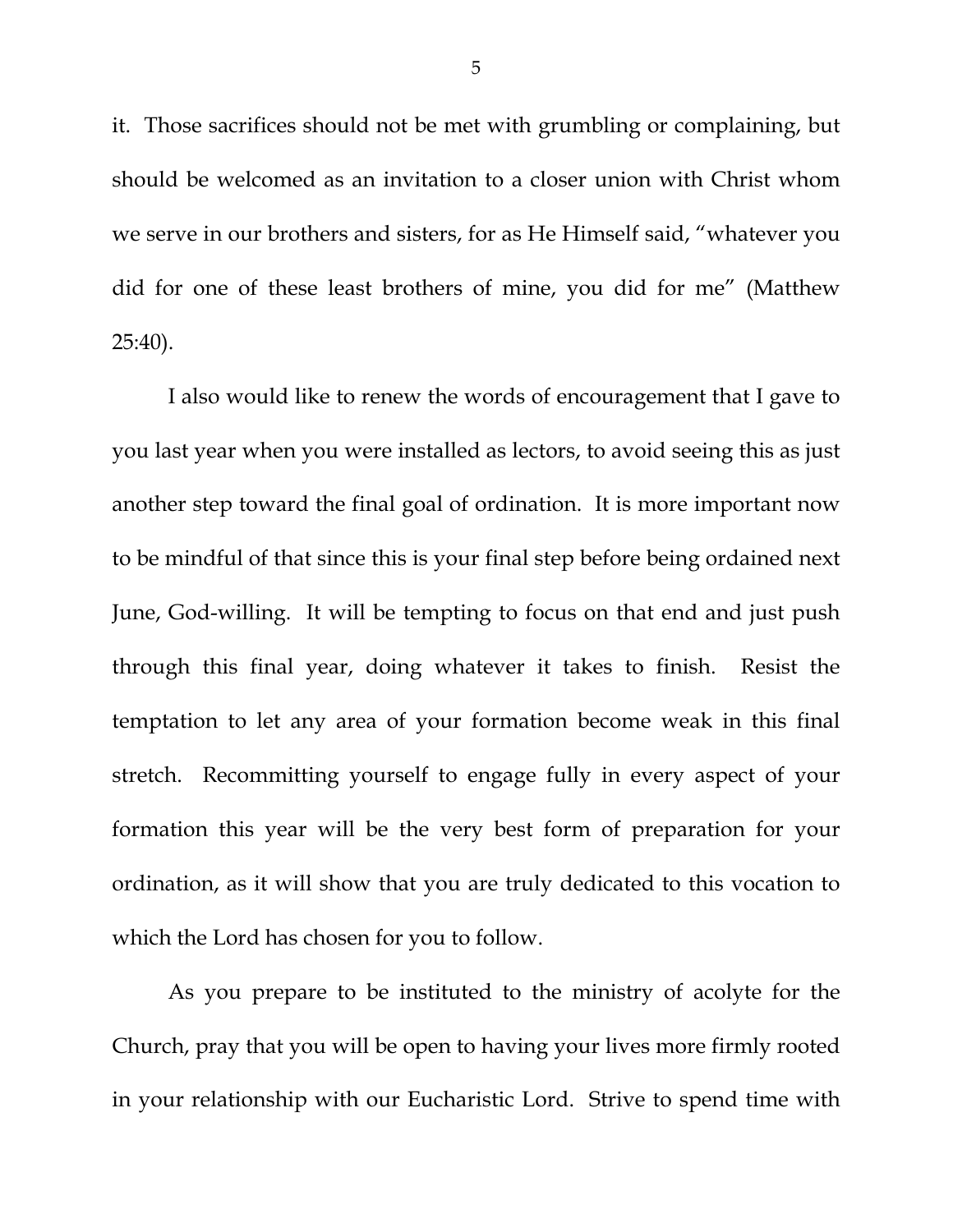it. Those sacrifices should not be met with grumbling or complaining, but should be welcomed as an invitation to a closer union with Christ whom we serve in our brothers and sisters, for as He Himself said, "whatever you did for one of these least brothers of mine, you did for me" (Matthew 25:40).

I also would like to renew the words of encouragement that I gave to you last year when you were installed as lectors, to avoid seeing this as just another step toward the final goal of ordination. It is more important now to be mindful of that since this is your final step before being ordained next June, God-willing. It will be tempting to focus on that end and just push through this final year, doing whatever it takes to finish. Resist the temptation to let any area of your formation become weak in this final stretch. Recommitting yourself to engage fully in every aspect of your formation this year will be the very best form of preparation for your ordination, as it will show that you are truly dedicated to this vocation to which the Lord has chosen for you to follow.

As you prepare to be instituted to the ministry of acolyte for the Church, pray that you will be open to having your lives more firmly rooted in your relationship with our Eucharistic Lord. Strive to spend time with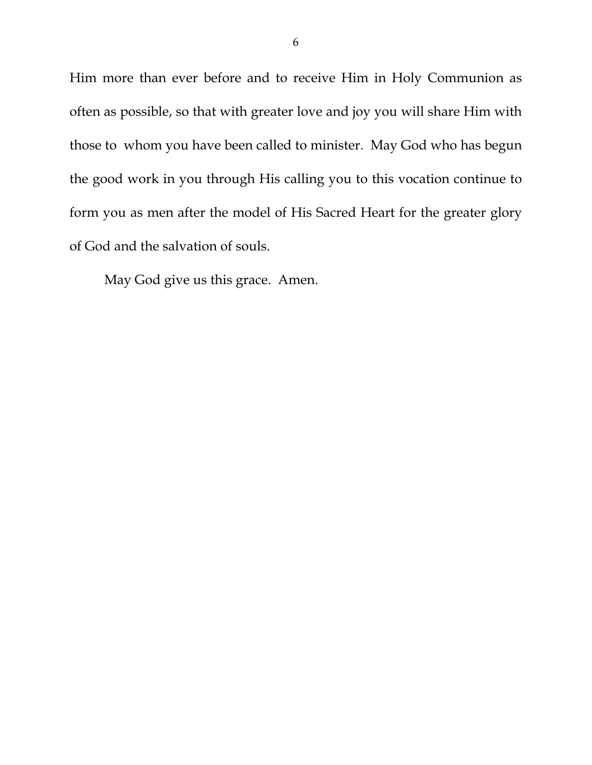Him more than ever before and to receive Him in Holy Communion as often as possible, so that with greater love and joy you will share Him with those to whom you have been called to minister. May God who has begun the good work in you through His calling you to this vocation continue to form you as men after the model of His Sacred Heart for the greater glory of God and the salvation of souls.

May God give us this grace. Amen.